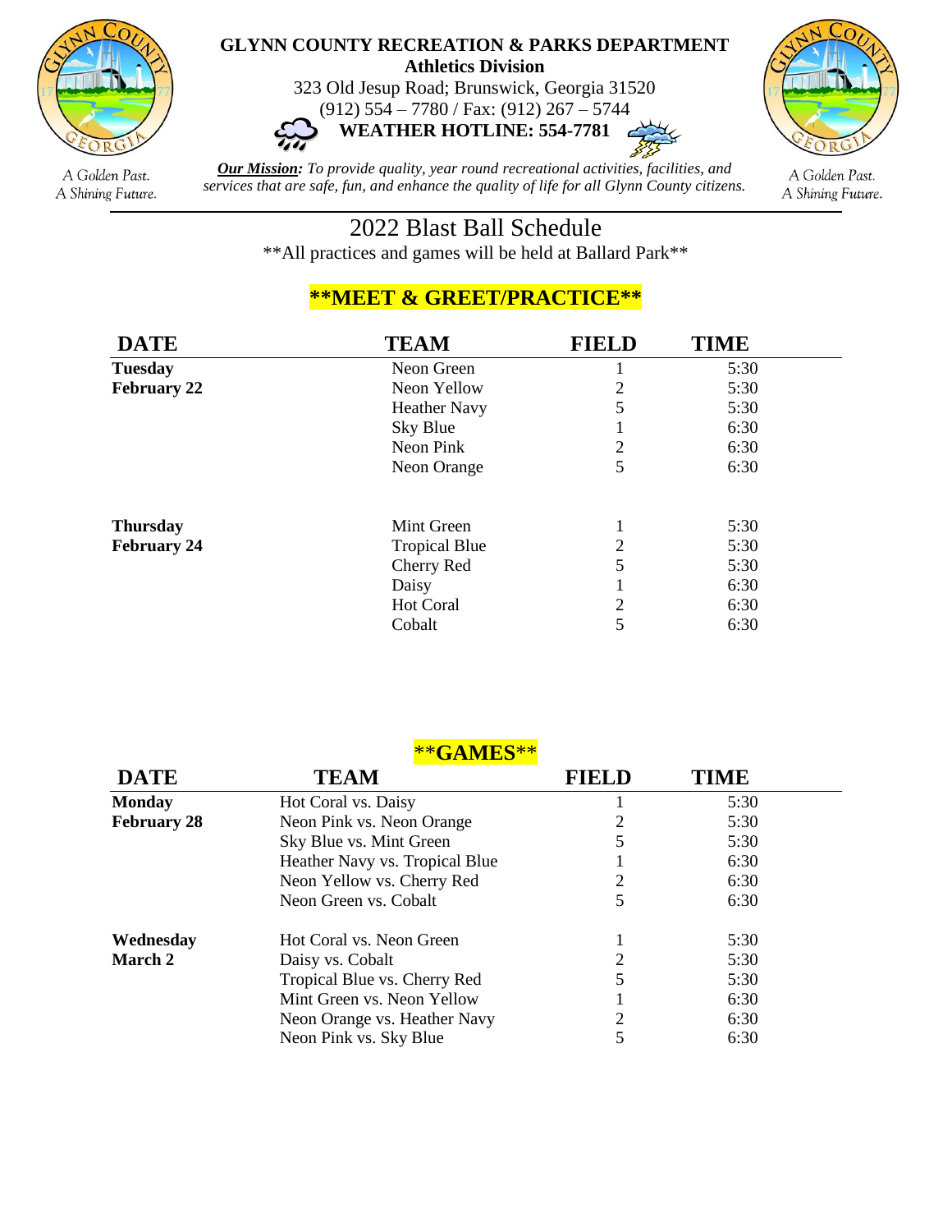**GLYNN COUNTY RECREATION & PARKS DEPARTMENT**
**Athletics Division**
323 Old Jesup Road; Brunswick, Georgia 31520
(912) 554 – 7780 / Fax: (912) 267 – 5744
**WEATHER HOTLINE: 554-7781**

A Golden Past. A Shining Future.

***Our Mission:*** *To provide quality, year round recreational activities, facilities, and services that are safe, fun, and enhance the quality of life for all Glynn County citizens.*

A Golden Past. A Shining Future.

# 2022 Blast Ball Schedule

**All practices and games will be held at Ballard Park**

## **MEET & GREET/PRACTICE**

| DATE | TEAM | FIELD | TIME |
|---|---|---|---|
| **Tuesday** | Neon Green | 1 | 5:30 |
| **February 22** | Neon Yellow | 2 | 5:30 |
| | Heather Navy | 5 | 5:30 |
| | Sky Blue | 1 | 6:30 |
| | Neon Pink | 2 | 6:30 |
| | Neon Orange | 5 | 6:30 |
| **Thursday** | Mint Green | 1 | 5:30 |
| **February 24** | Tropical Blue | 2 | 5:30 |
| | Cherry Red | 5 | 5:30 |
| | Daisy | 1 | 6:30 |
| | Hot Coral | 2 | 6:30 |
| | Cobalt | 5 | 6:30 |

## **GAMES**

| DATE | TEAM | FIELD | TIME |
|---|---|---|---|
| **Monday** | Hot Coral vs. Daisy | 1 | 5:30 |
| **February 28** | Neon Pink vs. Neon Orange | 2 | 5:30 |
| | Sky Blue vs. Mint Green | 5 | 5:30 |
| | Heather Navy vs. Tropical Blue | 1 | 6:30 |
| | Neon Yellow vs. Cherry Red | 2 | 6:30 |
| | Neon Green vs. Cobalt | 5 | 6:30 |
| **Wednesday** | Hot Coral vs. Neon Green | 1 | 5:30 |
| **March 2** | Daisy vs. Cobalt | 2 | 5:30 |
| | Tropical Blue vs. Cherry Red | 5 | 5:30 |
| | Mint Green vs. Neon Yellow | 1 | 6:30 |
| | Neon Orange vs. Heather Navy | 2 | 6:30 |
| | Neon Pink vs. Sky Blue | 5 | 6:30 |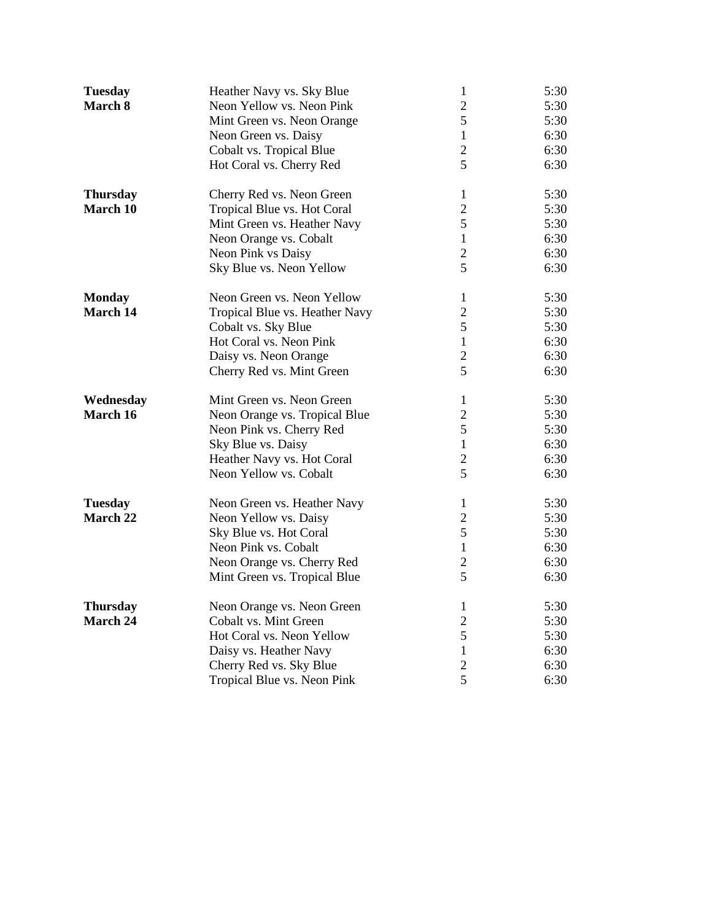| | | | |
|---|---|---|---|
| **Tuesday** | Heather Navy vs. Sky Blue | 1 | 5:30 |
| **March 8** | Neon Yellow vs. Neon Pink | 2 | 5:30 |
| | Mint Green vs. Neon Orange | 5 | 5:30 |
| | Neon Green vs. Daisy | 1 | 6:30 |
| | Cobalt vs. Tropical Blue | 2 | 6:30 |
| | Hot Coral vs. Cherry Red | 5 | 6:30 |
| **Thursday** | Cherry Red vs. Neon Green | 1 | 5:30 |
| **March 10** | Tropical Blue vs. Hot Coral | 2 | 5:30 |
| | Mint Green vs. Heather Navy | 5 | 5:30 |
| | Neon Orange vs. Cobalt | 1 | 6:30 |
| | Neon Pink vs Daisy | 2 | 6:30 |
| | Sky Blue vs. Neon Yellow | 5 | 6:30 |
| **Monday** | Neon Green vs. Neon Yellow | 1 | 5:30 |
| **March 14** | Tropical Blue vs. Heather Navy | 2 | 5:30 |
| | Cobalt vs. Sky Blue | 5 | 5:30 |
| | Hot Coral vs. Neon Pink | 1 | 6:30 |
| | Daisy vs. Neon Orange | 2 | 6:30 |
| | Cherry Red vs. Mint Green | 5 | 6:30 |
| **Wednesday** | Mint Green vs. Neon Green | 1 | 5:30 |
| **March 16** | Neon Orange vs. Tropical Blue | 2 | 5:30 |
| | Neon Pink vs. Cherry Red | 5 | 5:30 |
| | Sky Blue vs. Daisy | 1 | 6:30 |
| | Heather Navy vs. Hot Coral | 2 | 6:30 |
| | Neon Yellow vs. Cobalt | 5 | 6:30 |
| **Tuesday** | Neon Green vs. Heather Navy | 1 | 5:30 |
| **March 22** | Neon Yellow vs. Daisy | 2 | 5:30 |
| | Sky Blue vs. Hot Coral | 5 | 5:30 |
| | Neon Pink vs. Cobalt | 1 | 6:30 |
| | Neon Orange vs. Cherry Red | 2 | 6:30 |
| | Mint Green vs. Tropical Blue | 5 | 6:30 |
| **Thursday** | Neon Orange vs. Neon Green | 1 | 5:30 |
| **March 24** | Cobalt vs. Mint Green | 2 | 5:30 |
| | Hot Coral vs. Neon Yellow | 5 | 5:30 |
| | Daisy vs. Heather Navy | 1 | 6:30 |
| | Cherry Red vs. Sky Blue | 2 | 6:30 |
| | Tropical Blue vs. Neon Pink | 5 | 6:30 |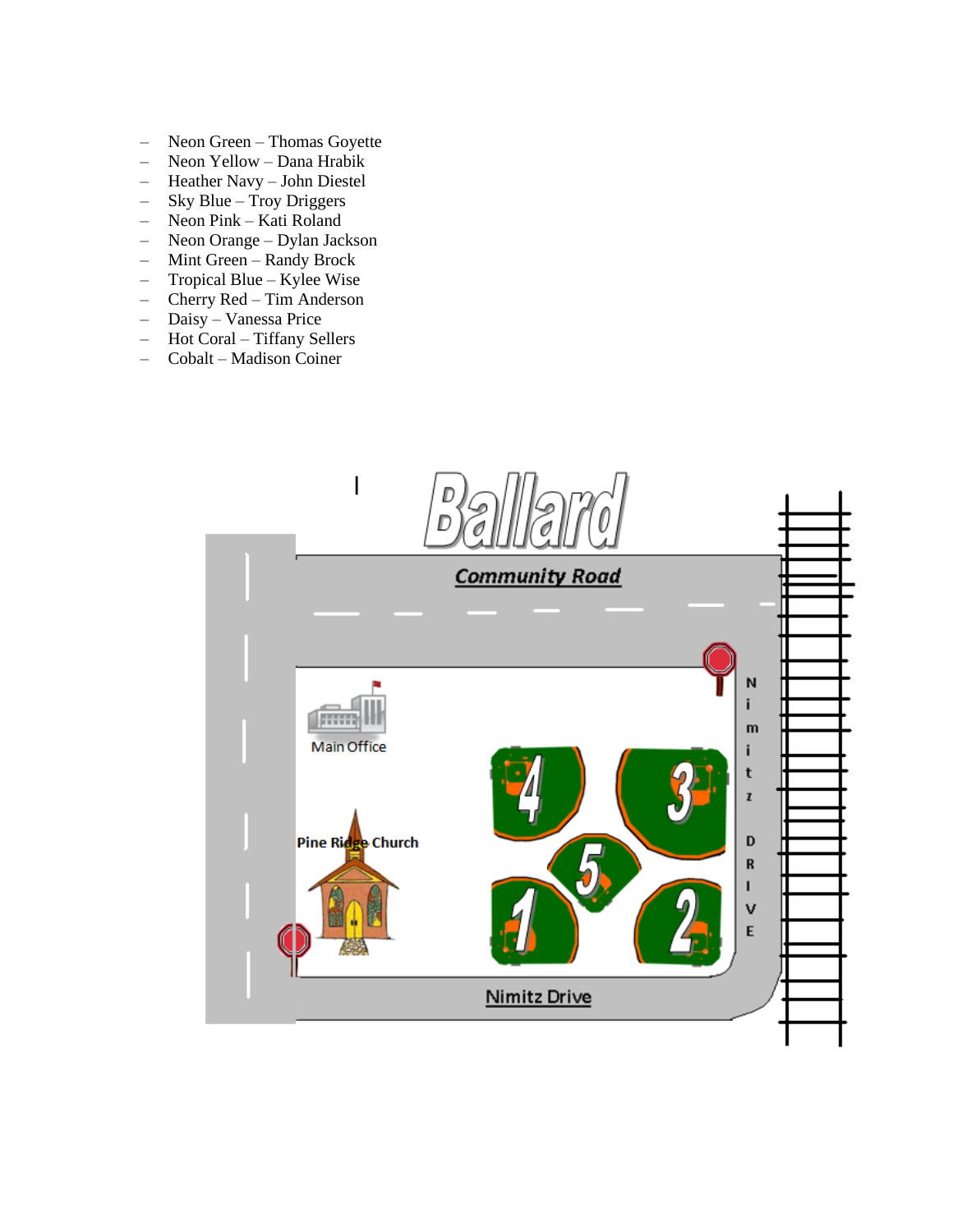- Neon Green – Thomas Goyette
- Neon Yellow – Dana Hrabik
- Heather Navy – John Diestel
- Sky Blue – Troy Driggers
- Neon Pink – Kati Roland
- Neon Orange – Dylan Jackson
- Mint Green – Randy Brock
- Tropical Blue – Kylee Wise
- Cherry Red – Tim Anderson
- Daisy – Vanessa Price
- Hot Coral – Tiffany Sellers
- Cobalt – Madison Coiner

Ballard

Community Road

Main Office

Pine Ridge Church

4

3

5

1

2

Nimitz DRIVE

Nimitz Drive